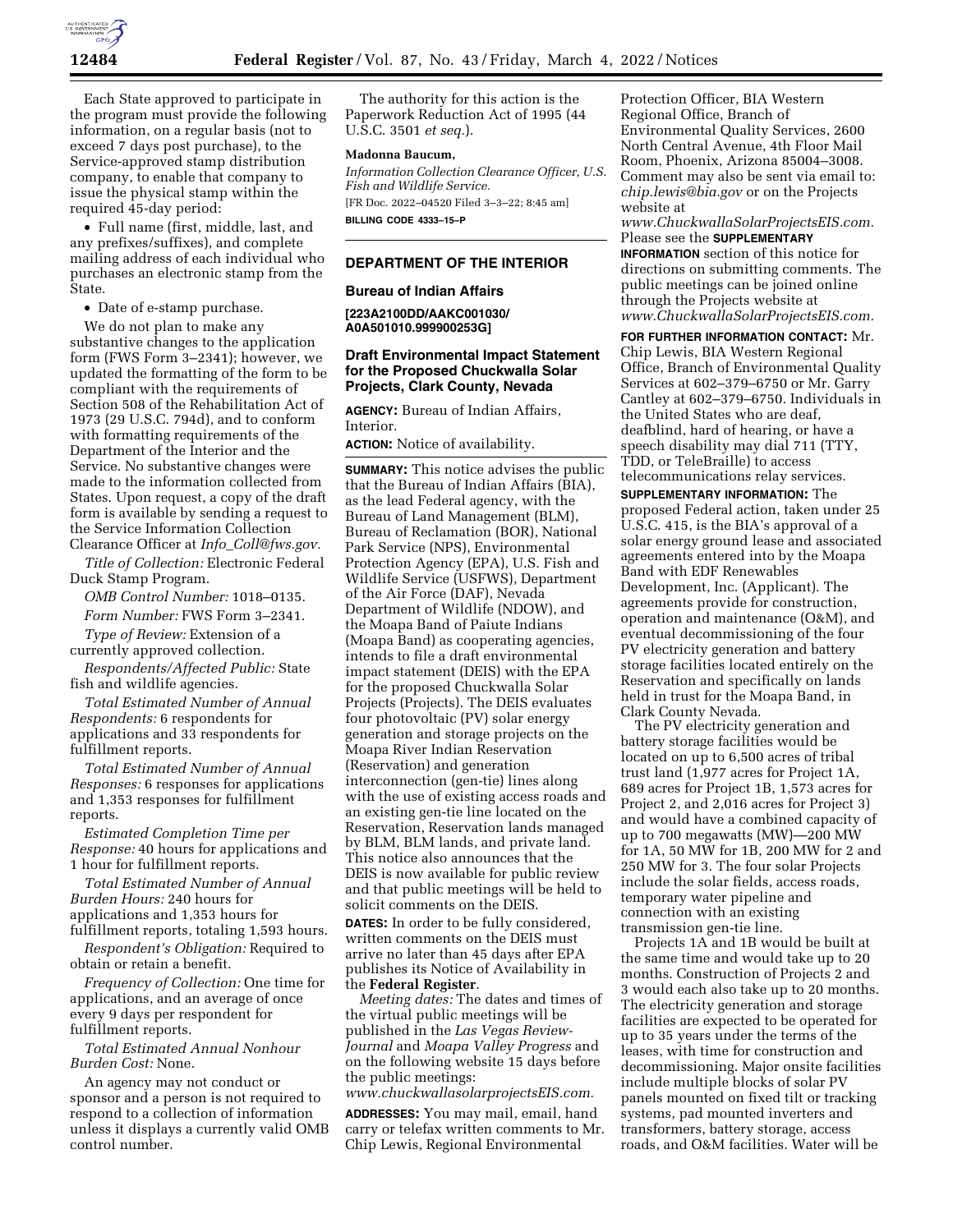Each State approved to participate in the program must provide the following information, on a regular basis (not to exceed 7 days post purchase), to the Service-approved stamp distribution company, to enable that company to issue the physical stamp within the required 45-day period:

• Full name (first, middle, last, and any prefixes/suffixes), and complete mailing address of each individual who purchases an electronic stamp from the State.

• Date of e-stamp purchase.

We do not plan to make any substantive changes to the application form (FWS Form 3–2341); however, we updated the formatting of the form to be compliant with the requirements of Section 508 of the Rehabilitation Act of 1973 (29 U.S.C. 794d), and to conform with formatting requirements of the Department of the Interior and the Service. No substantive changes were made to the information collected from States. Upon request, a copy of the draft form is available by sending a request to the Service Information Collection Clearance Officer at *Info_Coll@fws.gov.*

*Title of Collection:* Electronic Federal Duck Stamp Program.

*OMB Control Number:* 1018–0135.

*Form Number:* FWS Form 3–2341.

*Type of Review:* Extension of a currently approved collection.

*Respondents/Affected Public:* State fish and wildlife agencies.

*Total Estimated Number of Annual Respondents:* 6 respondents for applications and 33 respondents for fulfillment reports.

*Total Estimated Number of Annual Responses:* 6 responses for applications and 1,353 responses for fulfillment reports.

*Estimated Completion Time per Response:* 40 hours for applications and 1 hour for fulfillment reports.

*Total Estimated Number of Annual Burden Hours:* 240 hours for applications and 1,353 hours for fulfillment reports, totaling 1,593 hours.

*Respondent's Obligation:* Required to obtain or retain a benefit.

*Frequency of Collection:* One time for applications, and an average of once every 9 days per respondent for fulfillment reports.

*Total Estimated Annual Nonhour Burden Cost:* None.

An agency may not conduct or sponsor and a person is not required to respond to a collection of information unless it displays a currently valid OMB control number.

The authority for this action is the Paperwork Reduction Act of 1995 (44 U.S.C. 3501 *et seq.*).

**Madonna Baucum,**

*Information Collection Clearance Officer, U.S. Fish and Wildlife Service.*

[FR Doc. 2022–04520 Filed 3–3–22; 8:45 am]

**BILLING CODE 4333–15–P**

## DEPARTMENT OF THE INTERIOR

### Bureau of Indian Affairs

**[223A2100DD/AAKC001030/ A0A501010.999900253G]**

### Draft Environmental Impact Statement for the Proposed Chuckwalla Solar Projects, Clark County, Nevada

**AGENCY:** Bureau of Indian Affairs, Interior.

**ACTION:** Notice of availability.

**SUMMARY:** This notice advises the public that the Bureau of Indian Affairs (BIA), as the lead Federal agency, with the Bureau of Land Management (BLM), Bureau of Reclamation (BOR), National Park Service (NPS), Environmental Protection Agency (EPA), U.S. Fish and Wildlife Service (USFWS), Department of the Air Force (DAF), Nevada Department of Wildlife (NDOW), and the Moapa Band of Paiute Indians (Moapa Band) as cooperating agencies, intends to file a draft environmental impact statement (DEIS) with the EPA for the proposed Chuckwalla Solar Projects (Projects). The DEIS evaluates four photovoltaic (PV) solar energy generation and storage projects on the Moapa River Indian Reservation (Reservation) and generation interconnection (gen-tie) lines along with the use of existing access roads and an existing gen-tie line located on the Reservation, Reservation lands managed by BLM, BLM lands, and private land. This notice also announces that the DEIS is now available for public review and that public meetings will be held to solicit comments on the DEIS.

**DATES:** In order to be fully considered, written comments on the DEIS must arrive no later than 45 days after EPA publishes its Notice of Availability in the **Federal Register**.

*Meeting dates:* The dates and times of the virtual public meetings will be published in the *Las Vegas Review-Journal* and *Moapa Valley Progress* and on the following website 15 days before the public meetings: *www.chuckwallasolarprojectsEIS.com.*

**ADDRESSES:** You may mail, email, hand carry or telefax written comments to Mr. Chip Lewis, Regional Environmental Protection Officer, BIA Western Regional Office, Branch of Environmental Quality Services, 2600 North Central Avenue, 4th Floor Mail Room, Phoenix, Arizona 85004–3008. Comment may also be sent via email to: *chip.lewis@bia.gov* or on the Projects website at *www.ChuckwallaSolarProjectsEIS.com.* Please see the **SUPPLEMENTARY INFORMATION** section of this notice for directions on submitting comments. The public meetings can be joined online through the Projects website at *www.ChuckwallaSolarProjectsEIS.com.*

**FOR FURTHER INFORMATION CONTACT:** Mr. Chip Lewis, BIA Western Regional Office, Branch of Environmental Quality Services at 602–379–6750 or Mr. Garry Cantley at 602–379–6750. Individuals in the United States who are deaf, deafblind, hard of hearing, or have a speech disability may dial 711 (TTY, TDD, or TeleBraille) to access telecommunications relay services.

**SUPPLEMENTARY INFORMATION:** The proposed Federal action, taken under 25 U.S.C. 415, is the BIA's approval of a solar energy ground lease and associated agreements entered into by the Moapa Band with EDF Renewables Development, Inc. (Applicant). The agreements provide for construction, operation and maintenance (O&M), and eventual decommissioning of the four PV electricity generation and battery storage facilities located entirely on the Reservation and specifically on lands held in trust for the Moapa Band, in Clark County Nevada.

The PV electricity generation and battery storage facilities would be located on up to 6,500 acres of tribal trust land (1,977 acres for Project 1A, 689 acres for Project 1B, 1,573 acres for Project 2, and 2,016 acres for Project 3) and would have a combined capacity of up to 700 megawatts (MW)—200 MW for 1A, 50 MW for 1B, 200 MW for 2 and 250 MW for 3. The four solar Projects include the solar fields, access roads, temporary water pipeline and connection with an existing transmission gen-tie line.

Projects 1A and 1B would be built at the same time and would take up to 20 months. Construction of Projects 2 and 3 would each also take up to 20 months. The electricity generation and storage facilities are expected to be operated for up to 35 years under the terms of the leases, with time for construction and decommissioning. Major onsite facilities include multiple blocks of solar PV panels mounted on fixed tilt or tracking systems, pad mounted inverters and transformers, battery storage, access roads, and O&M facilities. Water will be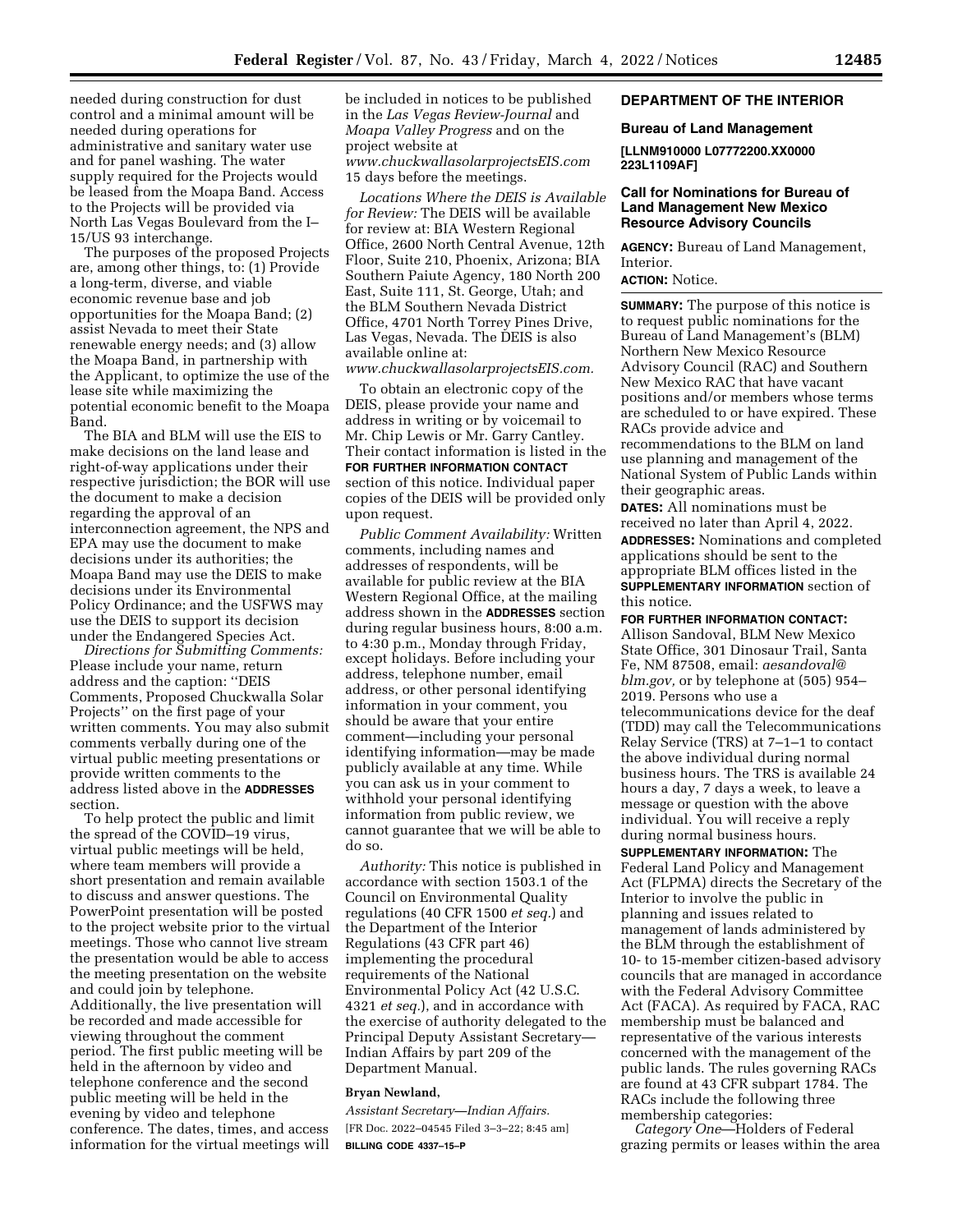needed during construction for dust control and a minimal amount will be needed during operations for administrative and sanitary water use and for panel washing. The water supply required for the Projects would be leased from the Moapa Band. Access to the Projects will be provided via North Las Vegas Boulevard from the I–15/US 93 interchange.

The purposes of the proposed Projects are, among other things, to: (1) Provide a long-term, diverse, and viable economic revenue base and job opportunities for the Moapa Band; (2) assist Nevada to meet their State renewable energy needs; and (3) allow the Moapa Band, in partnership with the Applicant, to optimize the use of the lease site while maximizing the potential economic benefit to the Moapa Band.

The BIA and BLM will use the EIS to make decisions on the land lease and right-of-way applications under their respective jurisdiction; the BOR will use the document to make a decision regarding the approval of an interconnection agreement, the NPS and EPA may use the document to make decisions under its authorities; the Moapa Band may use the DEIS to make decisions under its Environmental Policy Ordinance; and the USFWS may use the DEIS to support its decision under the Endangered Species Act.

*Directions for Submitting Comments:* Please include your name, return address and the caption: ''DEIS Comments, Proposed Chuckwalla Solar Projects'' on the first page of your written comments. You may also submit comments verbally during one of the virtual public meeting presentations or provide written comments to the address listed above in the **ADDRESSES** section.

To help protect the public and limit the spread of the COVID–19 virus, virtual public meetings will be held, where team members will provide a short presentation and remain available to discuss and answer questions. The PowerPoint presentation will be posted to the project website prior to the virtual meetings. Those who cannot live stream the presentation would be able to access the meeting presentation on the website and could join by telephone. Additionally, the live presentation will be recorded and made accessible for viewing throughout the comment period. The first public meeting will be held in the afternoon by video and telephone conference and the second public meeting will be held in the evening by video and telephone conference. The dates, times, and access information for the virtual meetings will be included in notices to be published in the *Las Vegas Review-Journal* and *Moapa Valley Progress* and on the project website at *www.chuckwallasolarprojectsEIS.com* 15 days before the meetings.

*Locations Where the DEIS is Available for Review:* The DEIS will be available for review at: BIA Western Regional Office, 2600 North Central Avenue, 12th Floor, Suite 210, Phoenix, Arizona; BIA Southern Paiute Agency, 180 North 200 East, Suite 111, St. George, Utah; and the BLM Southern Nevada District Office, 4701 North Torrey Pines Drive, Las Vegas, Nevada. The DEIS is also available online at: *www.chuckwallasolarprojectsEIS.com.*

To obtain an electronic copy of the DEIS, please provide your name and address in writing or by voicemail to Mr. Chip Lewis or Mr. Garry Cantley. Their contact information is listed in the **FOR FURTHER INFORMATION CONTACT** section of this notice. Individual paper copies of the DEIS will be provided only upon request.

*Public Comment Availability:* Written comments, including names and addresses of respondents, will be available for public review at the BIA Western Regional Office, at the mailing address shown in the **ADDRESSES** section during regular business hours, 8:00 a.m. to 4:30 p.m., Monday through Friday, except holidays. Before including your address, telephone number, email address, or other personal identifying information in your comment, you should be aware that your entire comment—including your personal identifying information—may be made publicly available at any time. While you can ask us in your comment to withhold your personal identifying information from public review, we cannot guarantee that we will be able to do so.

*Authority:* This notice is published in accordance with section 1503.1 of the Council on Environmental Quality regulations (40 CFR 1500 *et seq.*) and the Department of the Interior Regulations (43 CFR part 46) implementing the procedural requirements of the National Environmental Policy Act (42 U.S.C. 4321 *et seq.*), and in accordance with the exercise of authority delegated to the Principal Deputy Assistant Secretary—Indian Affairs by part 209 of the Department Manual.

**Bryan Newland,**

*Assistant Secretary—Indian Affairs.*

[FR Doc. 2022–04545 Filed 3–3–22; 8:45 am]

**BILLING CODE 4337–15–P**

## DEPARTMENT OF THE INTERIOR

### Bureau of Land Management

**[LLNM910000 L07772200.XX0000 223L1109AF]**

### Call for Nominations for Bureau of Land Management New Mexico Resource Advisory Councils

**AGENCY:** Bureau of Land Management, Interior.

**ACTION:** Notice.

**SUMMARY:** The purpose of this notice is to request public nominations for the Bureau of Land Management's (BLM) Northern New Mexico Resource Advisory Council (RAC) and Southern New Mexico RAC that have vacant positions and/or members whose terms are scheduled to or have expired. These RACs provide advice and recommendations to the BLM on land use planning and management of the National System of Public Lands within their geographic areas.

**DATES:** All nominations must be received no later than April 4, 2022.

**ADDRESSES:** Nominations and completed applications should be sent to the appropriate BLM offices listed in the **SUPPLEMENTARY INFORMATION** section of this notice.

**FOR FURTHER INFORMATION CONTACT:** Allison Sandoval, BLM New Mexico State Office, 301 Dinosaur Trail, Santa Fe, NM 87508, email: *aesandoval@blm.gov,* or by telephone at (505) 954–2019. Persons who use a telecommunications device for the deaf (TDD) may call the Telecommunications Relay Service (TRS) at 7–1–1 to contact the above individual during normal business hours. The TRS is available 24 hours a day, 7 days a week, to leave a message or question with the above individual. You will receive a reply during normal business hours.

**SUPPLEMENTARY INFORMATION:** The Federal Land Policy and Management Act (FLPMA) directs the Secretary of the Interior to involve the public in planning and issues related to management of lands administered by the BLM through the establishment of 10- to 15-member citizen-based advisory councils that are managed in accordance with the Federal Advisory Committee Act (FACA). As required by FACA, RAC membership must be balanced and representative of the various interests concerned with the management of the public lands. The rules governing RACs are found at 43 CFR subpart 1784. The RACs include the following three membership categories:

*Category One*—Holders of Federal grazing permits or leases within the area